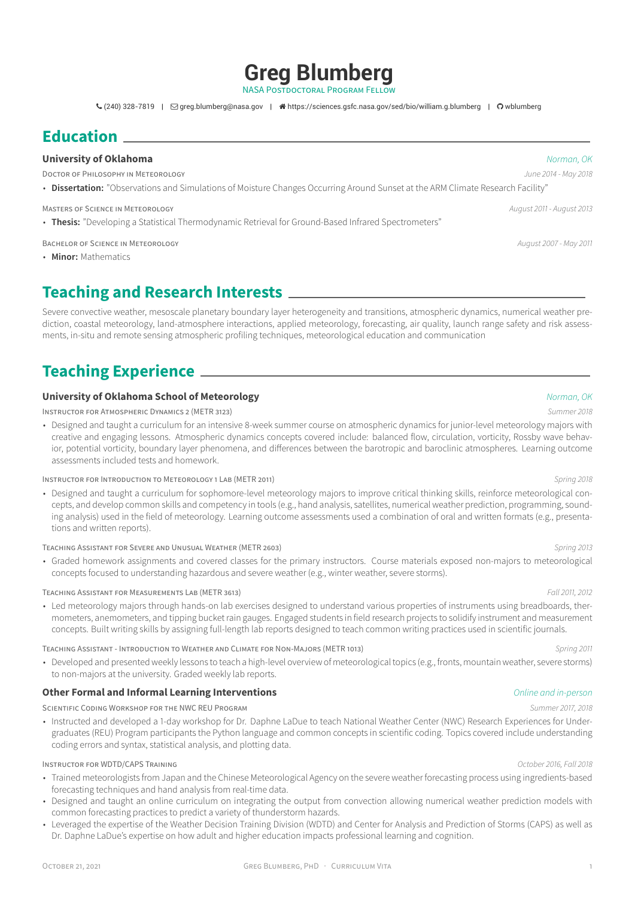# Greg Blumberg

NASA Postdoctoral Program Fellow

(240) 328-7819 | greg.blumberg@nasa.gov | https://sciences.gsfc.nasa.gov/sed/bio/william.g.blumberg | wblumberg

## Education

**University of Oklahoma** — *Norman, OK*

Doctor of Philosophy in Meteorology — *June 2014 - May 2018*

- **Dissertation:** "Observations and Simulations of Moisture Changes Occurring Around Sunset at the ARM Climate Research Facility"

Masters of Science in Meteorology — *August 2011 - August 2013*

- **Thesis:** "Developing a Statistical Thermodynamic Retrieval for Ground-Based Infrared Spectrometers"

Bachelor of Science in Meteorology — *August 2007 - May 2011*

- **Minor:** Mathematics

## Teaching and Research Interests

Severe convective weather, mesoscale planetary boundary layer heterogeneity and transitions, atmospheric dynamics, numerical weather prediction, coastal meteorology, land-atmosphere interactions, applied meteorology, forecasting, air quality, launch range safety and risk assessments, in-situ and remote sensing atmospheric profiling techniques, meteorological education and communication

## Teaching Experience

**University of Oklahoma School of Meteorology** — *Norman, OK*

Instructor for Atmospheric Dynamics 2 (METR 3123) — *Summer 2018*

- Designed and taught a curriculum for an intensive 8-week summer course on atmospheric dynamics for junior-level meteorology majors with creative and engaging lessons. Atmospheric dynamics concepts covered include: balanced flow, circulation, vorticity, Rossby wave behavior, potential vorticity, boundary layer phenomena, and differences between the barotropic and baroclinic atmospheres. Learning outcome assessments included tests and homework.

Instructor for Introduction to Meteorology 1 Lab (METR 2011) — *Spring 2018*

- Designed and taught a curriculum for sophomore-level meteorology majors to improve critical thinking skills, reinforce meteorological concepts, and develop common skills and competency in tools (e.g., hand analysis, satellites, numerical weather prediction, programming, sounding analysis) used in the field of meteorology. Learning outcome assessments used a combination of oral and written formats (e.g., presentations and written reports).

Teaching Assistant for Severe and Unusual Weather (METR 2603) — *Spring 2013*

- Graded homework assignments and covered classes for the primary instructors. Course materials exposed non-majors to meteorological concepts focused to understanding hazardous and severe weather (e.g., winter weather, severe storms).

Teaching Assistant for Measurements Lab (METR 3613) — *Fall 2011, 2012*

- Led meteorology majors through hands-on lab exercises designed to understand various properties of instruments using breadboards, thermometers, anemometers, and tipping bucket rain gauges. Engaged students in field research projects to solidify instrument and measurement concepts. Built writing skills by assigning full-length lab reports designed to teach common writing practices used in scientific journals.

Teaching Assistant - Introduction to Weather and Climate for Non-Majors (METR 1013) — *Spring 2011*

- Developed and presented weekly lessons to teach a high-level overview of meteorological topics (e.g., fronts, mountain weather, severe storms) to non-majors at the university. Graded weekly lab reports.

**Other Formal and Informal Learning Interventions** — *Online and in-person*

Scientific Coding Workshop for the NWC REU Program — *Summer 2017, 2018*

- Instructed and developed a 1-day workshop for Dr. Daphne LaDue to teach National Weather Center (NWC) Research Experiences for Undergraduates (REU) Program participants the Python language and common concepts in scientific coding. Topics covered include understanding coding errors and syntax, statistical analysis, and plotting data.

Instructor for WDTD/CAPS Training — *October 2016, Fall 2018*

- Trained meteorologists from Japan and the Chinese Meteorological Agency on the severe weather forecasting process using ingredients-based forecasting techniques and hand analysis from real-time data.
- Designed and taught an online curriculum on integrating the output from convection allowing numerical weather prediction models with common forecasting practices to predict a variety of thunderstorm hazards.
- Leveraged the expertise of the Weather Decision Training Division (WDTD) and Center for Analysis and Prediction of Storms (CAPS) as well as Dr. Daphne LaDue's expertise on how adult and higher education impacts professional learning and cognition.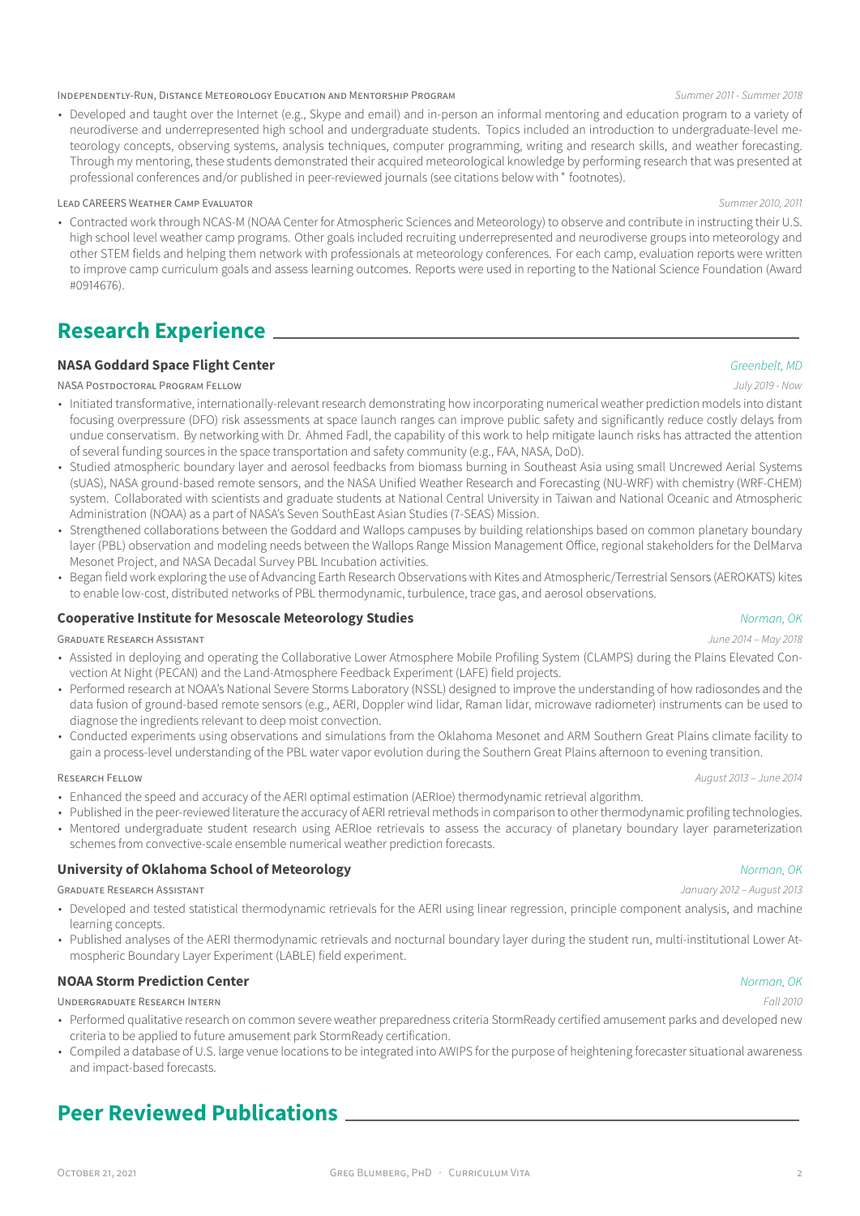Independently-Run, Distance Meteorology Education and Mentorship Program *Summer 2011 - Summer 2018*

- Developed and taught over the Internet (e.g., Skype and email) and in-person an informal mentoring and education program to a variety of neurodiverse and underrepresented high school and undergraduate students. Topics included an introduction to undergraduate-level meteorology concepts, observing systems, analysis techniques, computer programming, writing and research skills, and weather forecasting. Through my mentoring, these students demonstrated their acquired meteorological knowledge by performing research that was presented at professional conferences and/or published in peer-reviewed journals (see citations below with * footnotes).

Lead CAREERS Weather Camp Evaluator *Summer 2010, 2011*

- Contracted work through NCAS-M (NOAA Center for Atmospheric Sciences and Meteorology) to observe and contribute in instructing their U.S. high school level weather camp programs. Other goals included recruiting underrepresented and neurodiverse groups into meteorology and other STEM fields and helping them network with professionals at meteorology conferences. For each camp, evaluation reports were written to improve camp curriculum goals and assess learning outcomes. Reports were used in reporting to the National Science Foundation (Award #0914676).

## Research Experience

### NASA Goddard Space Flight Center *Greenbelt, MD*

NASA Postdoctoral Program Fellow *July 2019 - Now*

- Initiated transformative, internationally-relevant research demonstrating how incorporating numerical weather prediction models into distant focusing overpressure (DFO) risk assessments at space launch ranges can improve public safety and significantly reduce costly delays from undue conservatism. By networking with Dr. Ahmed Fadl, the capability of this work to help mitigate launch risks has attracted the attention of several funding sources in the space transportation and safety community (e.g., FAA, NASA, DoD).
- Studied atmospheric boundary layer and aerosol feedbacks from biomass burning in Southeast Asia using small Uncrewed Aerial Systems (sUAS), NASA ground-based remote sensors, and the NASA Unified Weather Research and Forecasting (NU-WRF) with chemistry (WRF-CHEM) system. Collaborated with scientists and graduate students at National Central University in Taiwan and National Oceanic and Atmospheric Administration (NOAA) as a part of NASA's Seven SouthEast Asian Studies (7-SEAS) Mission.
- Strengthened collaborations between the Goddard and Wallops campuses by building relationships based on common planetary boundary layer (PBL) observation and modeling needs between the Wallops Range Mission Management Office, regional stakeholders for the DelMarva Mesonet Project, and NASA Decadal Survey PBL Incubation activities.
- Began field work exploring the use of Advancing Earth Research Observations with Kites and Atmospheric/Terrestrial Sensors (AEROKATS) kites to enable low-cost, distributed networks of PBL thermodynamic, turbulence, trace gas, and aerosol observations.

### Cooperative Institute for Mesoscale Meteorology Studies *Norman, OK*

Graduate Research Assistant *June 2014 – May 2018*

- Assisted in deploying and operating the Collaborative Lower Atmosphere Mobile Profiling System (CLAMPS) during the Plains Elevated Convection At Night (PECAN) and the Land-Atmosphere Feedback Experiment (LAFE) field projects.
- Performed research at NOAA's National Severe Storms Laboratory (NSSL) designed to improve the understanding of how radiosondes and the data fusion of ground-based remote sensors (e.g., AERI, Doppler wind lidar, Raman lidar, microwave radiometer) instruments can be used to diagnose the ingredients relevant to deep moist convection.
- Conducted experiments using observations and simulations from the Oklahoma Mesonet and ARM Southern Great Plains climate facility to gain a process-level understanding of the PBL water vapor evolution during the Southern Great Plains afternoon to evening transition.

Research Fellow *August 2013 – June 2014*

- Enhanced the speed and accuracy of the AERI optimal estimation (AERIoe) thermodynamic retrieval algorithm.
- Published in the peer-reviewed literature the accuracy of AERI retrieval methods in comparison to other thermodynamic profiling technologies.
- Mentored undergraduate student research using AERIoe retrievals to assess the accuracy of planetary boundary layer parameterization schemes from convective-scale ensemble numerical weather prediction forecasts.

### University of Oklahoma School of Meteorology *Norman, OK*

Graduate Research Assistant *January 2012 – August 2013*

- Developed and tested statistical thermodynamic retrievals for the AERI using linear regression, principle component analysis, and machine learning concepts.
- Published analyses of the AERI thermodynamic retrievals and nocturnal boundary layer during the student run, multi-institutional Lower Atmospheric Boundary Layer Experiment (LABLE) field experiment.

### NOAA Storm Prediction Center *Norman, OK*

Undergraduate Research Intern *Fall 2010*

- Performed qualitative research on common severe weather preparedness criteria StormReady certified amusement parks and developed new criteria to be applied to future amusement park StormReady certification.
- Compiled a database of U.S. large venue locations to be integrated into AWIPS for the purpose of heightening forecaster situational awareness and impact-based forecasts.

## Peer Reviewed Publications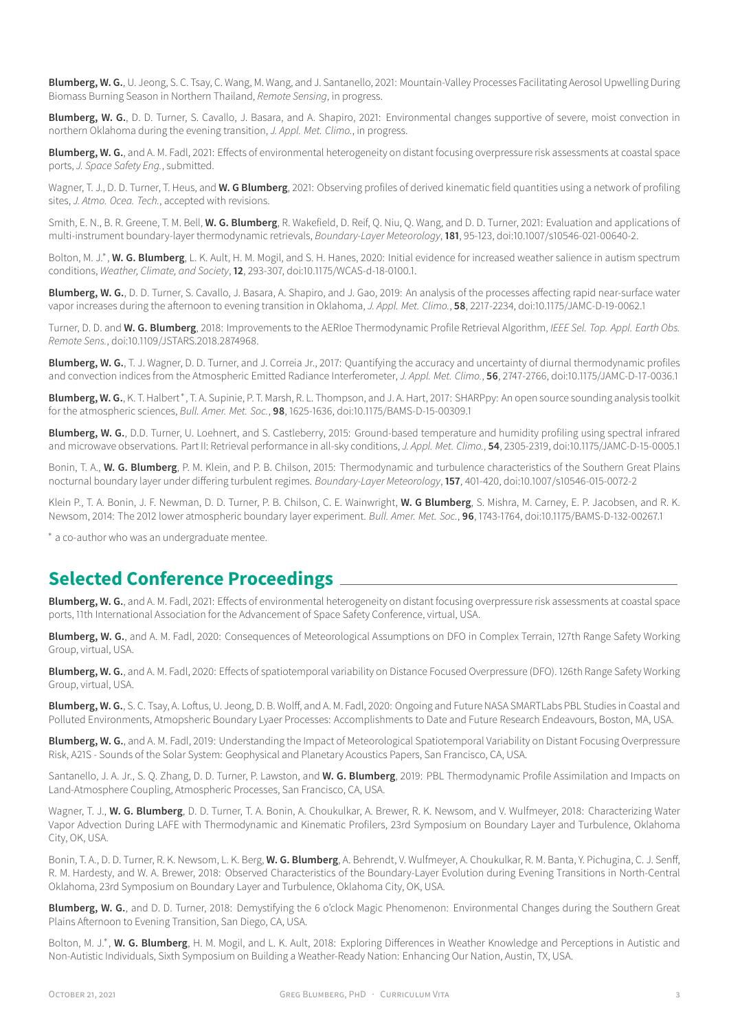**Blumberg, W. G.**, U. Jeong, S. C. Tsay, C. Wang, M. Wang, and J. Santanello, 2021: Mountain-Valley Processes Facilitating Aerosol Upwelling During Biomass Burning Season in Northern Thailand, *Remote Sensing*, in progress.

**Blumberg, W. G.**, D. D. Turner, S. Cavallo, J. Basara, and A. Shapiro, 2021: Environmental changes supportive of severe, moist convection in northern Oklahoma during the evening transition, *J. Appl. Met. Climo.*, in progress.

**Blumberg, W. G.**, and A. M. Fadl, 2021: Effects of environmental heterogeneity on distant focusing overpressure risk assessments at coastal space ports, *J. Space Safety Eng.*, submitted.

Wagner, T. J., D. D. Turner, T. Heus, and **W. G Blumberg**, 2021: Observing profiles of derived kinematic field quantities using a network of profiling sites, *J. Atmo. Ocea. Tech.*, accepted with revisions.

Smith, E. N., B. R. Greene, T. M. Bell, **W. G. Blumberg**, R. Wakefield, D. Reif, Q. Niu, Q. Wang, and D. D. Turner, 2021: Evaluation and applications of multi-instrument boundary-layer thermodynamic retrievals, *Boundary-Layer Meteorology*, **181**, 95-123, doi:10.1007/s10546-021-00640-2.

Bolton, M. J.*, **W. G. Blumberg**, L. K. Ault, H. M. Mogil, and S. H. Hanes, 2020: Initial evidence for increased weather salience in autism spectrum conditions, *Weather, Climate, and Society*, **12**, 293-307, doi:10.1175/WCAS-d-18-0100.1.

**Blumberg, W. G.**, D. D. Turner, S. Cavallo, J. Basara, A. Shapiro, and J. Gao, 2019: An analysis of the processes affecting rapid near-surface water vapor increases during the afternoon to evening transition in Oklahoma, *J. Appl. Met. Climo.*, **58**, 2217-2234, doi:10.1175/JAMC-D-19-0062.1

Turner, D. D. and **W. G. Blumberg**, 2018: Improvements to the AERIoe Thermodynamic Profile Retrieval Algorithm, *IEEE Sel. Top. Appl. Earth Obs. Remote Sens.*, doi:10.1109/JSTARS.2018.2874968.

**Blumberg, W. G.**, T. J. Wagner, D. D. Turner, and J. Correia Jr., 2017: Quantifying the accuracy and uncertainty of diurnal thermodynamic profiles and convection indices from the Atmospheric Emitted Radiance Interferometer, *J. Appl. Met. Climo.*, **56**, 2747-2766, doi:10.1175/JAMC-D-17-0036.1

**Blumberg, W. G.**, K. T. Halbert*, T. A. Supinie, P. T. Marsh, R. L. Thompson, and J. A. Hart, 2017: SHARPpy: An open source sounding analysis toolkit for the atmospheric sciences, *Bull. Amer. Met. Soc.*, **98**, 1625-1636, doi:10.1175/BAMS-D-15-00309.1

**Blumberg, W. G.**, D.D. Turner, U. Loehnert, and S. Castleberry, 2015: Ground-based temperature and humidity profiling using spectral infrared and microwave observations. Part II: Retrieval performance in all-sky conditions, *J. Appl. Met. Climo.*, **54**, 2305-2319, doi:10.1175/JAMC-D-15-0005.1

Bonin, T. A., **W. G. Blumberg**, P. M. Klein, and P. B. Chilson, 2015: Thermodynamic and turbulence characteristics of the Southern Great Plains nocturnal boundary layer under differing turbulent regimes. *Boundary-Layer Meteorology*, **157**, 401-420, doi:10.1007/s10546-015-0072-2

Klein P., T. A. Bonin, J. F. Newman, D. D. Turner, P. B. Chilson, C. E. Wainwright, **W. G Blumberg**, S. Mishra, M. Carney, E. P. Jacobsen, and R. K. Newsom, 2014: The 2012 lower atmospheric boundary layer experiment. *Bull. Amer. Met. Soc.*, **96**, 1743-1764, doi:10.1175/BAMS-D-132-00267.1

* a co-author who was an undergraduate mentee.

## Selected Conference Proceedings

**Blumberg, W. G.**, and A. M. Fadl, 2021: Effects of environmental heterogeneity on distant focusing overpressure risk assessments at coastal space ports, 11th International Association for the Advancement of Space Safety Conference, virtual, USA.

**Blumberg, W. G.**, and A. M. Fadl, 2020: Consequences of Meteorological Assumptions on DFO in Complex Terrain, 127th Range Safety Working Group, virtual, USA.

**Blumberg, W. G.**, and A. M. Fadl, 2020: Effects of spatiotemporal variability on Distance Focused Overpressure (DFO). 126th Range Safety Working Group, virtual, USA.

**Blumberg, W. G.**, S. C. Tsay, A. Loftus, U. Jeong, D. B. Wolff, and A. M. Fadl, 2020: Ongoing and Future NASA SMARTLabs PBL Studies in Coastal and Polluted Environments, Atmopsheric Boundary Lyaer Processes: Accomplishments to Date and Future Research Endeavours, Boston, MA, USA.

**Blumberg, W. G.**, and A. M. Fadl, 2019: Understanding the Impact of Meteorological Spatiotemporal Variability on Distant Focusing Overpressure Risk, A21S - Sounds of the Solar System: Geophysical and Planetary Acoustics Papers, San Francisco, CA, USA.

Santanello, J. A. Jr., S. Q. Zhang, D. D. Turner, P. Lawston, and **W. G. Blumberg**, 2019: PBL Thermodynamic Profile Assimilation and Impacts on Land-Atmosphere Coupling, Atmospheric Processes, San Francisco, CA, USA.

Wagner, T. J., **W. G. Blumberg**, D. D. Turner, T. A. Bonin, A. Choukulkar, A. Brewer, R. K. Newsom, and V. Wulfmeyer, 2018: Characterizing Water Vapor Advection During LAFE with Thermodynamic and Kinematic Profilers, 23rd Symposium on Boundary Layer and Turbulence, Oklahoma City, OK, USA.

Bonin, T. A., D. D. Turner, R. K. Newsom, L. K. Berg, **W. G. Blumberg**, A. Behrendt, V. Wulfmeyer, A. Choukulkar, R. M. Banta, Y. Pichugina, C. J. Senff, R. M. Hardesty, and W. A. Brewer, 2018: Observed Characteristics of the Boundary-Layer Evolution during Evening Transitions in North-Central Oklahoma, 23rd Symposium on Boundary Layer and Turbulence, Oklahoma City, OK, USA.

**Blumberg, W. G.**, and D. D. Turner, 2018: Demystifying the 6 o'clock Magic Phenomenon: Environmental Changes during the Southern Great Plains Afternoon to Evening Transition, San Diego, CA, USA.

Bolton, M. J.*, **W. G. Blumberg**, H. M. Mogil, and L. K. Ault, 2018: Exploring Differences in Weather Knowledge and Perceptions in Autistic and Non-Autistic Individuals, Sixth Symposium on Building a Weather-Ready Nation: Enhancing Our Nation, Austin, TX, USA.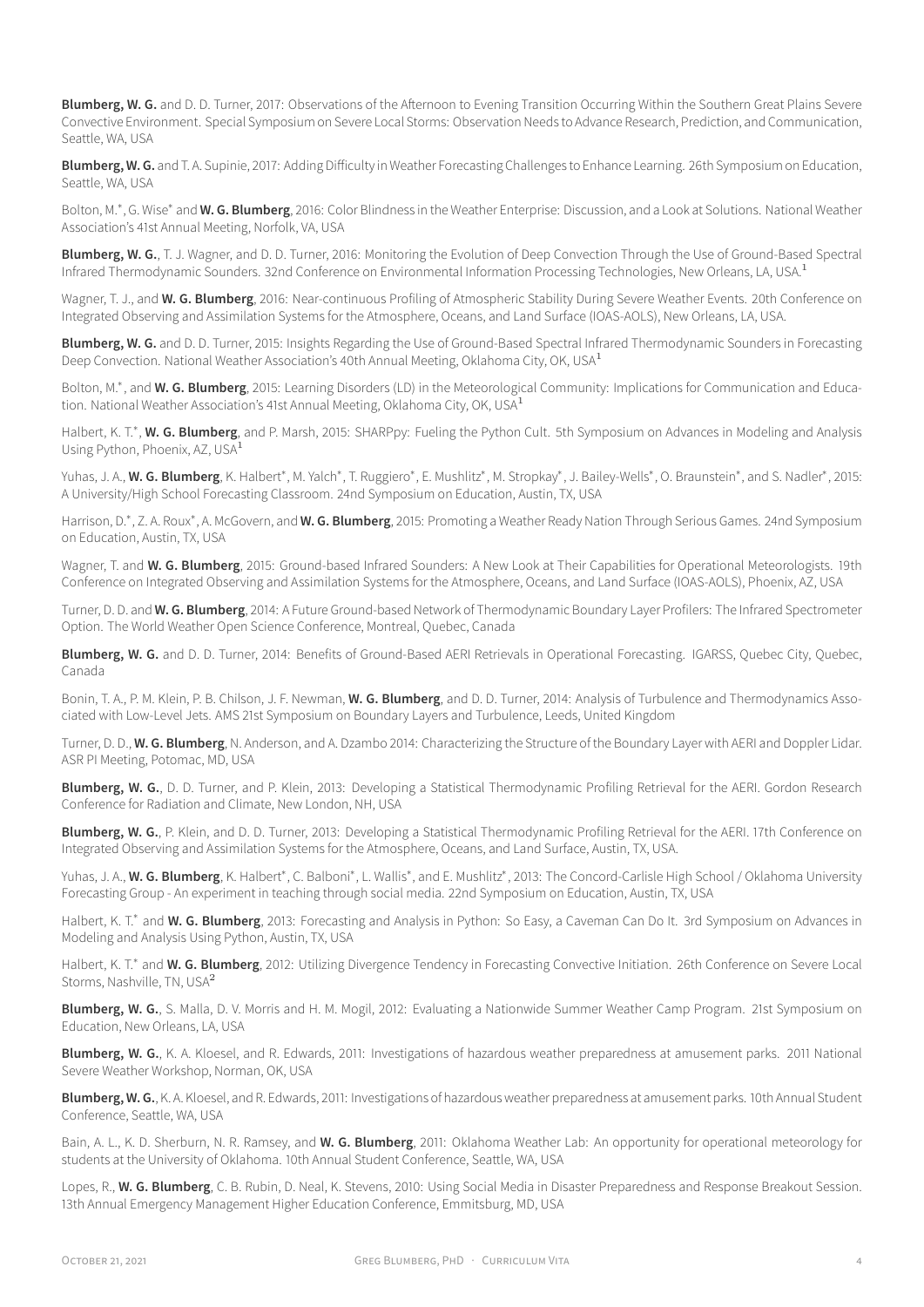**Blumberg, W. G.** and D. D. Turner, 2017: Observations of the Afternoon to Evening Transition Occurring Within the Southern Great Plains Severe Convective Environment. Special Symposium on Severe Local Storms: Observation Needs to Advance Research, Prediction, and Communication, Seattle, WA, USA

**Blumberg, W. G.** and T. A. Supinie, 2017: Adding Difficulty in Weather Forecasting Challenges to Enhance Learning. 26th Symposium on Education, Seattle, WA, USA

Bolton, M.*, G. Wise* and **W. G. Blumberg**, 2016: Color Blindness in the Weather Enterprise: Discussion, and a Look at Solutions. National Weather Association's 41st Annual Meeting, Norfolk, VA, USA

**Blumberg, W. G.**, T. J. Wagner, and D. D. Turner, 2016: Monitoring the Evolution of Deep Convection Through the Use of Ground-Based Spectral Infrared Thermodynamic Sounders. 32nd Conference on Environmental Information Processing Technologies, New Orleans, LA, USA.[1]

Wagner, T. J., and **W. G. Blumberg**, 2016: Near-continuous Profiling of Atmospheric Stability During Severe Weather Events. 20th Conference on Integrated Observing and Assimilation Systems for the Atmosphere, Oceans, and Land Surface (IOAS-AOLS), New Orleans, LA, USA.

**Blumberg, W. G.** and D. D. Turner, 2015: Insights Regarding the Use of Ground-Based Spectral Infrared Thermodynamic Sounders in Forecasting Deep Convection. National Weather Association's 40th Annual Meeting, Oklahoma City, OK, USA[1]

Bolton, M.*, and **W. G. Blumberg**, 2015: Learning Disorders (LD) in the Meteorological Community: Implications for Communication and Education. National Weather Association's 41st Annual Meeting, Oklahoma City, OK, USA[1]

Halbert, K. T.*, **W. G. Blumberg**, and P. Marsh, 2015: SHARPpy: Fueling the Python Cult. 5th Symposium on Advances in Modeling and Analysis Using Python, Phoenix, AZ, USA[1]

Yuhas, J. A., **W. G. Blumberg**, K. Halbert*, M. Yalch*, T. Ruggiero*, E. Mushlitz*, M. Stropkay*, J. Bailey-Wells*, O. Braunstein*, and S. Nadler*, 2015: A University/High School Forecasting Classroom. 24nd Symposium on Education, Austin, TX, USA

Harrison, D.*, Z. A. Roux*, A. McGovern, and **W. G. Blumberg**, 2015: Promoting a Weather Ready Nation Through Serious Games. 24nd Symposium on Education, Austin, TX, USA

Wagner, T. and **W. G. Blumberg**, 2015: Ground-based Infrared Sounders: A New Look at Their Capabilities for Operational Meteorologists. 19th Conference on Integrated Observing and Assimilation Systems for the Atmosphere, Oceans, and Land Surface (IOAS-AOLS), Phoenix, AZ, USA

Turner, D. D. and **W. G. Blumberg**, 2014: A Future Ground-based Network of Thermodynamic Boundary Layer Profilers: The Infrared Spectrometer Option. The World Weather Open Science Conference, Montreal, Quebec, Canada

**Blumberg, W. G.** and D. D. Turner, 2014: Benefits of Ground-Based AERI Retrievals in Operational Forecasting. IGARSS, Quebec City, Quebec, Canada

Bonin, T. A., P. M. Klein, P. B. Chilson, J. F. Newman, **W. G. Blumberg**, and D. D. Turner, 2014: Analysis of Turbulence and Thermodynamics Associated with Low-Level Jets. AMS 21st Symposium on Boundary Layers and Turbulence, Leeds, United Kingdom

Turner, D. D., **W. G. Blumberg**, N. Anderson, and A. Dzambo 2014: Characterizing the Structure of the Boundary Layer with AERI and Doppler Lidar. ASR PI Meeting, Potomac, MD, USA

**Blumberg, W. G.**, D. D. Turner, and P. Klein, 2013: Developing a Statistical Thermodynamic Profiling Retrieval for the AERI. Gordon Research Conference for Radiation and Climate, New London, NH, USA

**Blumberg, W. G.**, P. Klein, and D. D. Turner, 2013: Developing a Statistical Thermodynamic Profiling Retrieval for the AERI. 17th Conference on Integrated Observing and Assimilation Systems for the Atmosphere, Oceans, and Land Surface, Austin, TX, USA.

Yuhas, J. A., **W. G. Blumberg**, K. Halbert*, C. Balboni*, L. Wallis*, and E. Mushlitz*, 2013: The Concord-Carlisle High School / Oklahoma University Forecasting Group - An experiment in teaching through social media. 22nd Symposium on Education, Austin, TX, USA

Halbert, K. T.* and **W. G. Blumberg**, 2013: Forecasting and Analysis in Python: So Easy, a Caveman Can Do It. 3rd Symposium on Advances in Modeling and Analysis Using Python, Austin, TX, USA

Halbert, K. T.* and **W. G. Blumberg**, 2012: Utilizing Divergence Tendency in Forecasting Convective Initiation. 26th Conference on Severe Local Storms, Nashville, TN, USA[2]

**Blumberg, W. G.**, S. Malla, D. V. Morris and H. M. Mogil, 2012: Evaluating a Nationwide Summer Weather Camp Program. 21st Symposium on Education, New Orleans, LA, USA

**Blumberg, W. G.**, K. A. Kloesel, and R. Edwards, 2011: Investigations of hazardous weather preparedness at amusement parks. 2011 National Severe Weather Workshop, Norman, OK, USA

**Blumberg, W. G.**, K. A. Kloesel, and R. Edwards, 2011: Investigations of hazardous weather preparedness at amusement parks. 10th Annual Student Conference, Seattle, WA, USA

Bain, A. L., K. D. Sherburn, N. R. Ramsey, and **W. G. Blumberg**, 2011: Oklahoma Weather Lab: An opportunity for operational meteorology for students at the University of Oklahoma. 10th Annual Student Conference, Seattle, WA, USA

Lopes, R., **W. G. Blumberg**, C. B. Rubin, D. Neal, K. Stevens, 2010: Using Social Media in Disaster Preparedness and Response Breakout Session. 13th Annual Emergency Management Higher Education Conference, Emmitsburg, MD, USA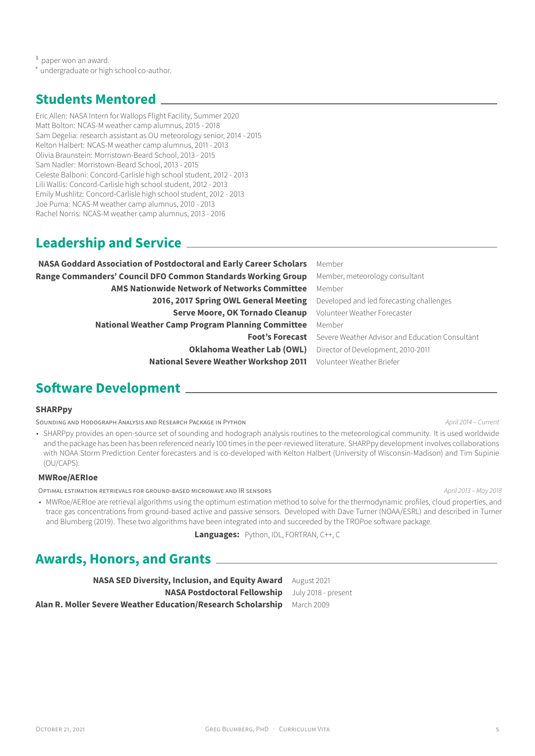[1] paper won an award.
[*] undergraduate or high school co-author.

## Students Mentored

Eric Allen: NASA Intern for Wallops Flight Facility, Summer 2020
Matt Bolton: NCAS-M weather camp alumnus, 2015 - 2018
Sam Degelia: research assistant as OU meteorology senior, 2014 - 2015
Kelton Halbert: NCAS-M weather camp alumnus, 2011 - 2013
Olivia Braunstein: Morristown-Beard School, 2013 - 2015
Sam Nadler: Morristown-Beard School, 2013 - 2015
Celeste Balboni: Concord-Carlisle high school student, 2012 - 2013
Lili Wallis: Concord-Carlisle high school student, 2012 - 2013
Emily Mushlitz: Concord-Carlisle high school student, 2012 - 2013
Joe Puma: NCAS-M weather camp alumnus, 2010 - 2013
Rachel Norris: NCAS-M weather camp alumnus, 2013 - 2016

## Leadership and Service

| | |
|---|---|
| **NASA Goddard Association of Postdoctoral and Early Career Scholars** | Member |
| **Range Commanders' Council DFO Common Standards Working Group** | Member, meteorology consultant |
| **AMS Nationwide Network of Networks Committee** | Member |
| **2016, 2017 Spring OWL General Meeting** | Developed and led forecasting challenges |
| **Serve Moore, OK Tornado Cleanup** | Volunteer Weather Forecaster |
| **National Weather Camp Program Planning Committee** | Member |
| **Foot's Forecast** | Severe Weather Advisor and Education Consultant |
| **Oklahoma Weather Lab (OWL)** | Director of Development, 2010-2011 |
| **National Severe Weather Workshop 2011** | Volunteer Weather Briefer |

## Software Development

### SHARPpy

Sounding and Hodograph Analysis and Research Package in Python *April 2014 – Current*

- SHARPpy provides an open-source set of sounding and hodograph analysis routines to the meteorological community. It is used worldwide and the package has been has been referenced nearly 100 times in the peer-reviewed literature. SHARPpy development involves collaborations with NOAA Storm Prediction Center forecasters and is co-developed with Kelton Halbert (University of Wisconsin-Madison) and Tim Supinie (OU/CAPS).

### MWRoe/AERIoe

Optimal estimation retrievals for ground-based microwave and IR sensors *April 2013 – May 2018*

- MWRoe/AERIoe are retrieval algorithms using the optimum estimation method to solve for the thermodynamic profiles, cloud properties, and trace gas concentrations from ground-based active and passive sensors. Developed with Dave Turner (NOAA/ESRL) and described in Turner and Blumberg (2019). These two algorithms have been integrated into and succeeded by the TROPoe software package.

**Languages:** Python, IDL, FORTRAN, C++, C

## Awards, Honors, and Grants

| | |
|---|---|
| **NASA SED Diversity, Inclusion, and Equity Award** | August 2021 |
| **NASA Postdoctoral Fellowship** | July 2018 - present |
| **Alan R. Moller Severe Weather Education/Research Scholarship** | March 2009 |